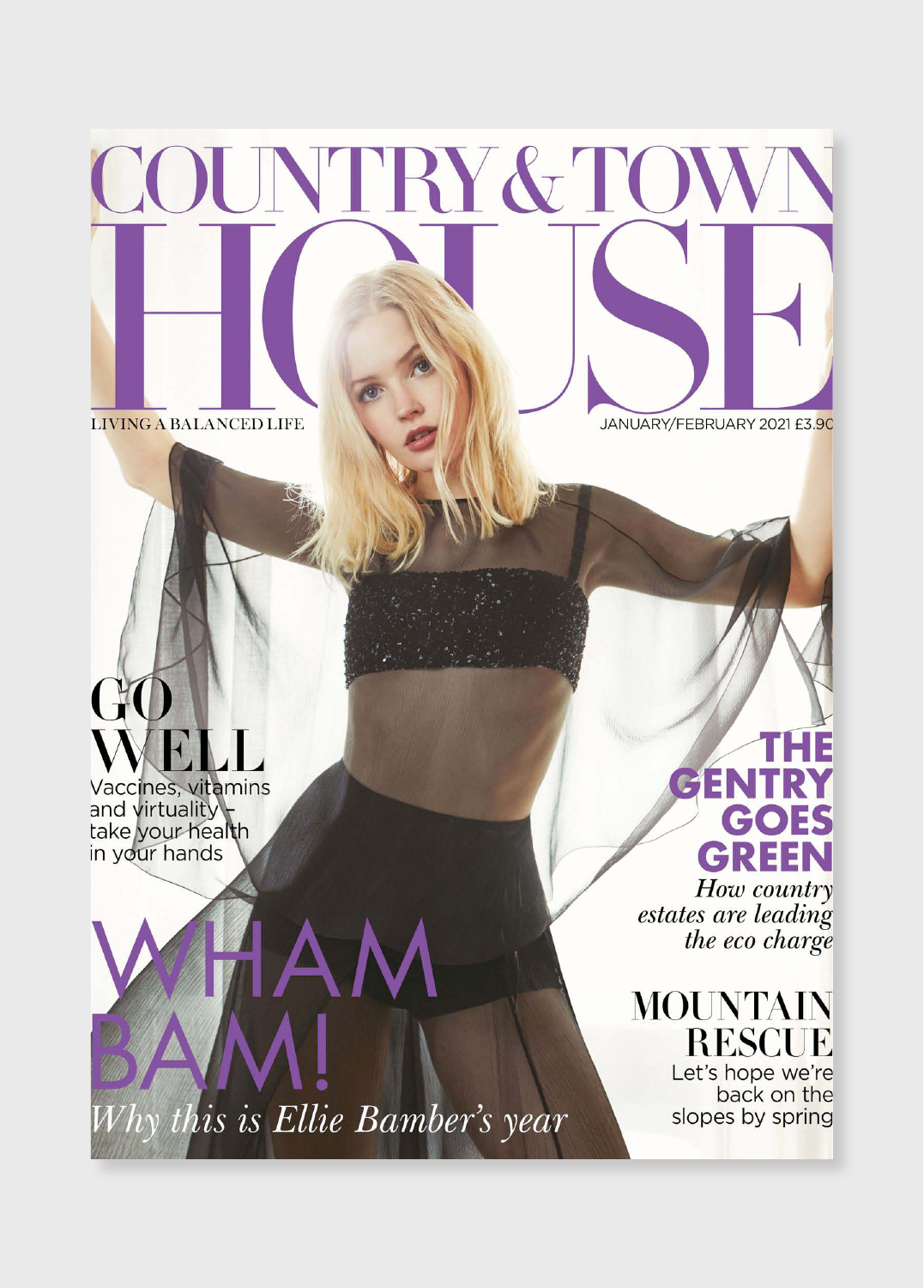# COUNTRY & TOWN HOUSE

LIVING A BALANCED LIFE

JANUARY/FEBRUARY 2021 £3.90

## GO WELL

Vaccines, vitamins and virtuality – take your health in your hands

## THE GENTRY GOES GREEN

*How country estates are leading the eco charge*

## MOUNTAIN RESCUE

Let's hope we're back on the slopes by spring

## WHAM BAM!

*Why this is Ellie Bamber's year*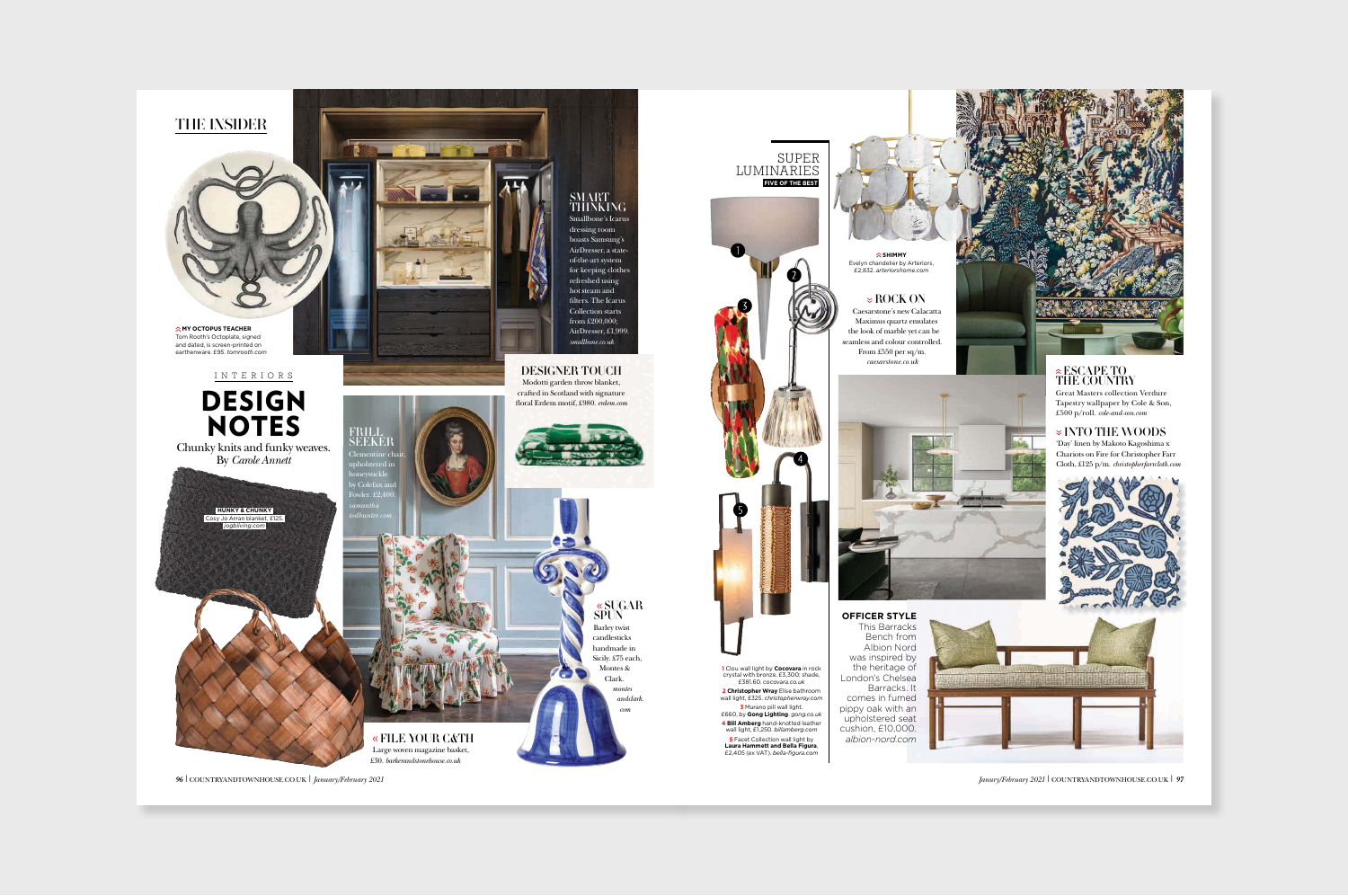# THE INSIDER

**MY OCTOPUS TEACHER**
Tom Rooth's Octoplate, signed and dated, is screen-printed on earthenware. £95. *tomrooth.com*

INTERIORS

# DESIGN NOTES

Chunky knits and funky weaves. By *Carole Annett*

**HUNKY & CHUNKY**
Cosy Jo Arran blanket, £125. *jogbliving.com*

## SMART THINKING

Smallbone's Icarus dressing room boasts Samsung's AirDresser, a state-of-the-art system for keeping clothes refreshed using hot steam and filters. The Icarus Collection starts from £200,000; AirDresser, £1,999. *smallbone.co.uk*

## FRILL SEEKER

Clementine chair, upholstered in honeysuckle by Colefax and Fowler. £2,400. *samantha todhunter.com*

## DESIGNER TOUCH

Modotti garden throw blanket, crafted in Scotland with signature floral Erdem motif, £980. *erdem.com*

## SUGAR SPUN

Barley twist candlesticks handmade in Sicily. £75 each, Montes & Clark. *montes andclark.com*

## FILE YOUR C&TH

Large woven magazine basket, £30. *barkerandstonehouse.co.uk*

## SUPER LUMINARIES

**FIVE OF THE BEST**

**1** Clou wall light by **Cocovara** in rock crystal with bronze, £3,300; shade, £381.60. *cocovara.co.uk*

**2 Christopher Wray** Elise bathroom wall light, £325. *christopherwray.com*

**3** Murano pill wall light. £660, by **Gong Lighting**. *gong.co.uk*

**4 Bill Amberg** hand-knotted leather wall light, £1,250. *billamberg.com*

**5** Facet Collection wall light by **Laura Hammett and Bella Figura**, £2,405 (ex VAT). *bella-figura.com*

**SHIMMY**
Evelyn chandelier by Arteriors, £2,832. *arteriorshome.com*

## ROCK ON

Caesarstone's new Calacatta Maximus quartz emulates the look of marble yet can be seamless and colour controlled. From £550 per sq/m. *caesarstone.co.uk*

## ESCAPE TO THE COUNTRY

Great Masters collection Verdure Tapestry wallpaper by Cole & Son, £500 p/roll. *cole-and-son.com*

## INTO THE WOODS

'Day' linen by Makoto Kagoshima x Chariots on Fire for Christopher Farr Cloth, £125 p/m. *christopherfarrcloth.com*

## OFFICER STYLE

This Barracks Bench from Albion Nord was inspired by the heritage of London's Chelsea Barracks. It comes in fumed pippy oak with an upholstered seat cushion, £10,000. *albion-nord.com*